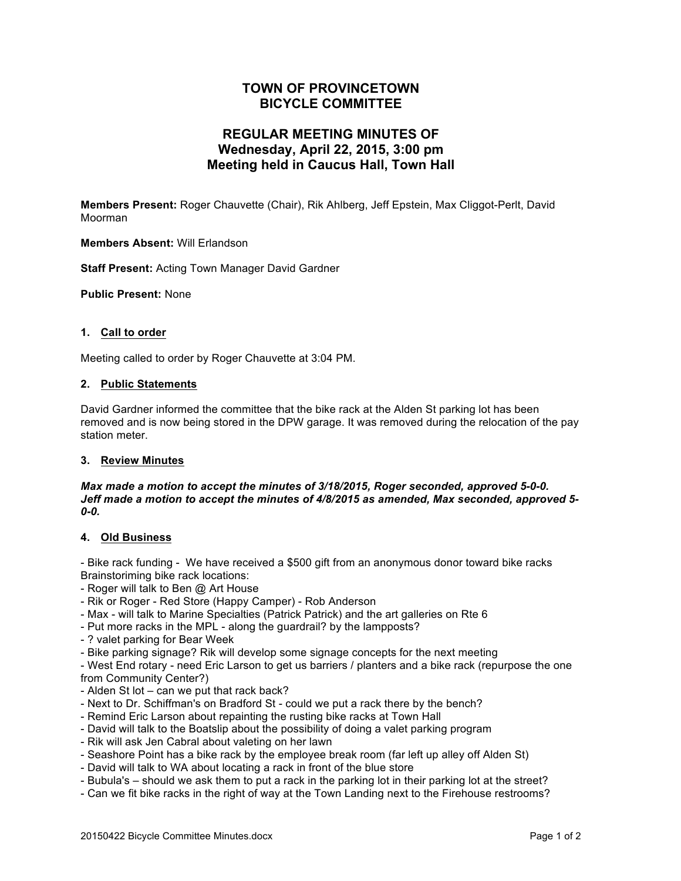# TOWN OF PROVINCETOWN
# BICYCLE COMMITTEE

## REGULAR MEETING MINUTES OF
## Wednesday, April 22, 2015, 3:00 pm
## Meeting held in Caucus Hall, Town Hall

**Members Present:** Roger Chauvette (Chair), Rik Ahlberg, Jeff Epstein, Max Cliggot-Perlt, David Moorman

**Members Absent:** Will Erlandson

**Staff Present:** Acting Town Manager David Gardner

**Public Present:** None

### 1. Call to order

Meeting called to order by Roger Chauvette at 3:04 PM.

### 2. Public Statements

David Gardner informed the committee that the bike rack at the Alden St parking lot has been removed and is now being stored in the DPW garage. It was removed during the relocation of the pay station meter.

### 3. Review Minutes

***Max made a motion to accept the minutes of 3/18/2015, Roger seconded, approved 5-0-0.***
***Jeff made a motion to accept the minutes of 4/8/2015 as amended, Max seconded, approved 5-0-0.***

### 4. Old Business

- Bike rack funding - We have received a $500 gift from an anonymous donor toward bike racks
Brainstoriming bike rack locations:
- Roger will talk to Ben @ Art House
- Rik or Roger - Red Store (Happy Camper) - Rob Anderson
- Max - will talk to Marine Specialties (Patrick Patrick) and the art galleries on Rte 6
- Put more racks in the MPL - along the guardrail? by the lampposts?
- ? valet parking for Bear Week
- Bike parking signage? Rik will develop some signage concepts for the next meeting
- West End rotary - need Eric Larson to get us barriers / planters and a bike rack (repurpose the one from Community Center?)
- Alden St lot – can we put that rack back?
- Next to Dr. Schiffman's on Bradford St - could we put a rack there by the bench?
- Remind Eric Larson about repainting the rusting bike racks at Town Hall
- David will talk to the Boatslip about the possibility of doing a valet parking program
- Rik will ask Jen Cabral about valeting on her lawn
- Seashore Point has a bike rack by the employee break room (far left up alley off Alden St)
- David will talk to WA about locating a rack in front of the blue store
- Bubula's – should we ask them to put a rack in the parking lot in their parking lot at the street?
- Can we fit bike racks in the right of way at the Town Landing next to the Firehouse restrooms?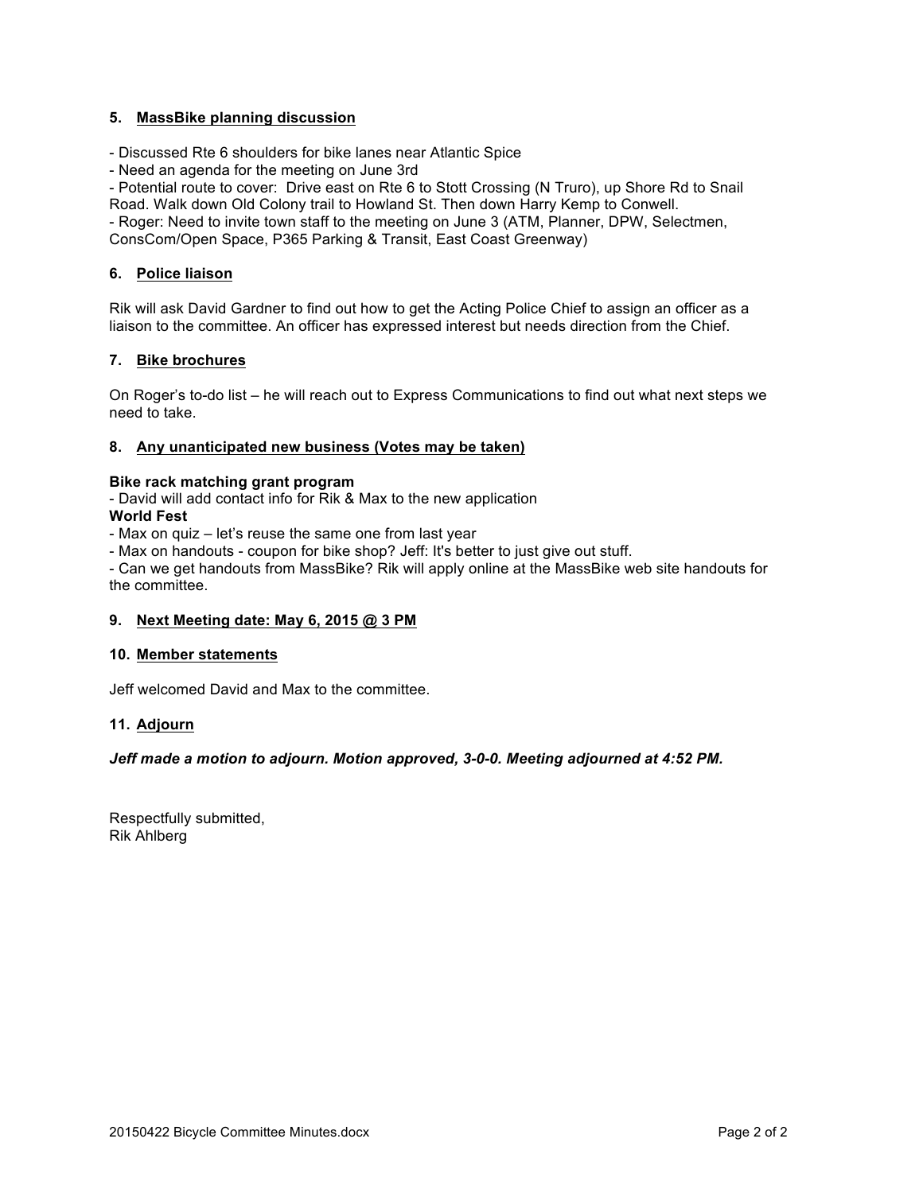### 5. MassBike planning discussion

- Discussed Rte 6 shoulders for bike lanes near Atlantic Spice
- Need an agenda for the meeting on June 3rd
- Potential route to cover: Drive east on Rte 6 to Stott Crossing (N Truro), up Shore Rd to Snail Road. Walk down Old Colony trail to Howland St. Then down Harry Kemp to Conwell.
- Roger: Need to invite town staff to the meeting on June 3 (ATM, Planner, DPW, Selectmen, ConsCom/Open Space, P365 Parking & Transit, East Coast Greenway)

### 6. Police liaison

Rik will ask David Gardner to find out how to get the Acting Police Chief to assign an officer as a liaison to the committee. An officer has expressed interest but needs direction from the Chief.

### 7. Bike brochures

On Roger's to-do list – he will reach out to Express Communications to find out what next steps we need to take.

### 8. Any unanticipated new business (Votes may be taken)

**Bike rack matching grant program**

- David will add contact info for Rik & Max to the new application

**World Fest**

- Max on quiz – let's reuse the same one from last year
- Max on handouts - coupon for bike shop? Jeff: It's better to just give out stuff.
- Can we get handouts from MassBike? Rik will apply online at the MassBike web site handouts for the committee.

### 9. Next Meeting date: May 6, 2015 @ 3 PM

### 10. Member statements

Jeff welcomed David and Max to the committee.

### 11. Adjourn

***Jeff made a motion to adjourn. Motion approved, 3-0-0. Meeting adjourned at 4:52 PM.***

Respectfully submitted,
Rik Ahlberg